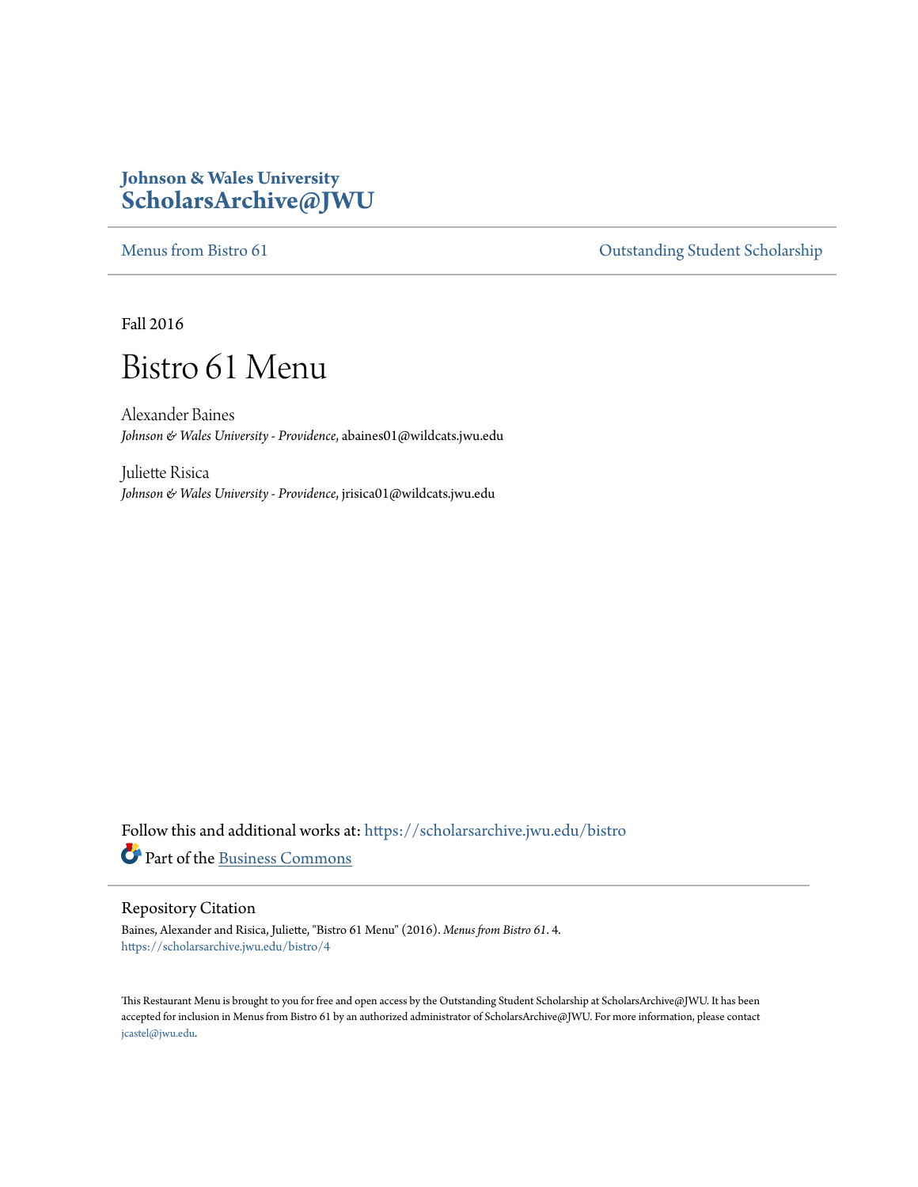**Johnson & Wales University**
**ScholarsArchive@JWU**

Menus from Bistro 61 | Outstanding Student Scholarship

Fall 2016

# Bistro 61 Menu

Alexander Baines
*Johnson & Wales University - Providence*, abaines01@wildcats.jwu.edu

Juliette Risica
*Johnson & Wales University - Providence*, jrisica01@wildcats.jwu.edu

Follow this and additional works at: https://scholarsarchive.jwu.edu/bistro

Part of the Business Commons

## Repository Citation

Baines, Alexander and Risica, Juliette, "Bistro 61 Menu" (2016). *Menus from Bistro 61*. 4.
https://scholarsarchive.jwu.edu/bistro/4

This Restaurant Menu is brought to you for free and open access by the Outstanding Student Scholarship at ScholarsArchive@JWU. It has been accepted for inclusion in Menus from Bistro 61 by an authorized administrator of ScholarsArchive@JWU. For more information, please contact jcastel@jwu.edu.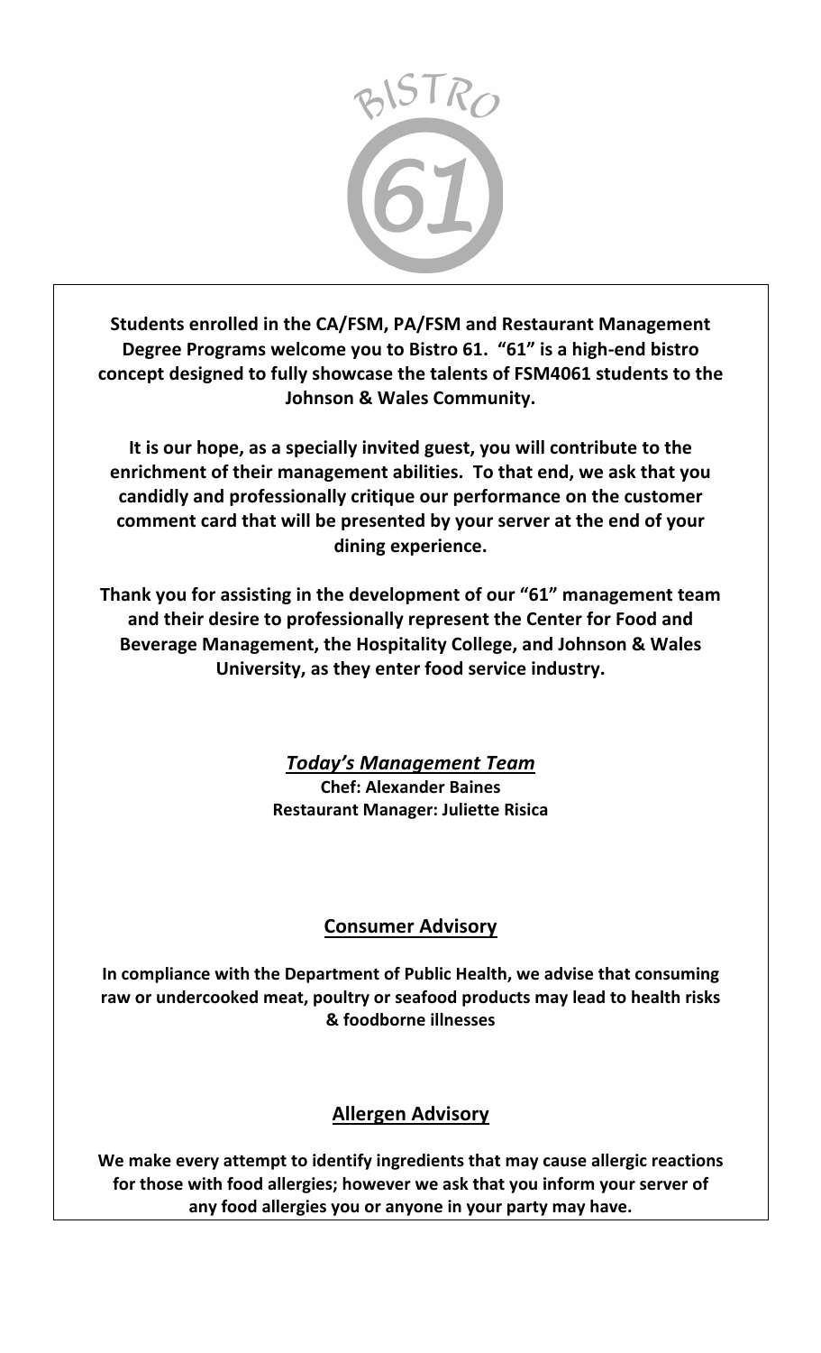BISTRO 61

**Students enrolled in the CA/FSM, PA/FSM and Restaurant Management Degree Programs welcome you to Bistro 61. "61" is a high-end bistro concept designed to fully showcase the talents of FSM4061 students to the Johnson & Wales Community.**

**It is our hope, as a specially invited guest, you will contribute to the enrichment of their management abilities. To that end, we ask that you candidly and professionally critique our performance on the customer comment card that will be presented by your server at the end of your dining experience.**

**Thank you for assisting in the development of our "61" management team and their desire to professionally represent the Center for Food and Beverage Management, the Hospitality College, and Johnson & Wales University, as they enter food service industry.**

***Today's Management Team***

**Chef: Alexander Baines**

**Restaurant Manager: Juliette Risica**

## Consumer Advisory

**In compliance with the Department of Public Health, we advise that consuming raw or undercooked meat, poultry or seafood products may lead to health risks & foodborne illnesses**

## Allergen Advisory

**We make every attempt to identify ingredients that may cause allergic reactions for those with food allergies; however we ask that you inform your server of any food allergies you or anyone in your party may have.**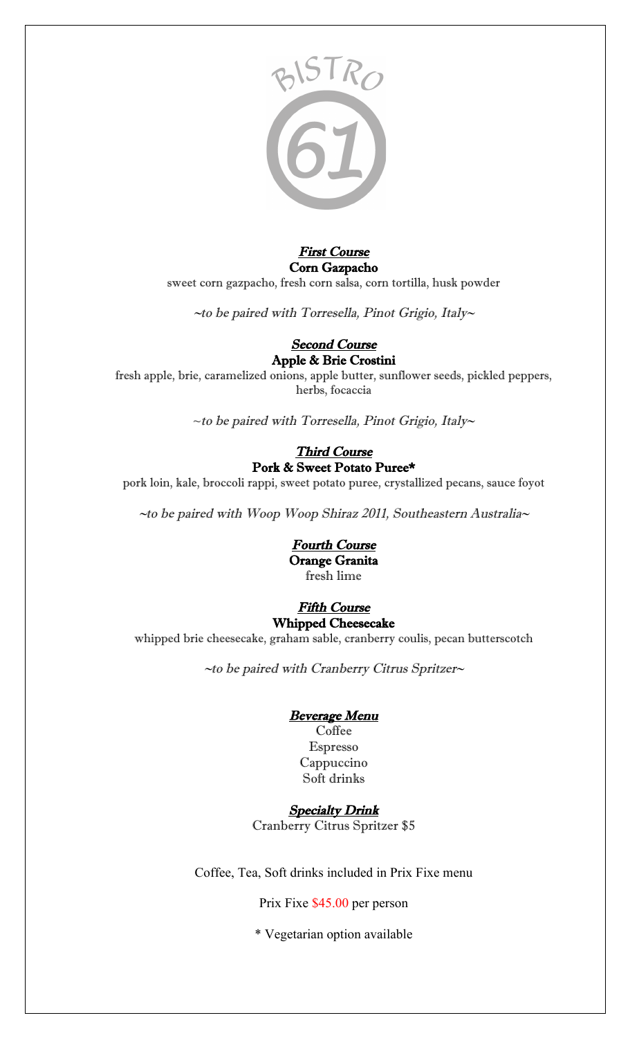BISTRO 61

## *First Course*

**Corn Gazpacho**

sweet corn gazpacho, fresh corn salsa, corn tortilla, husk powder

*~to be paired with Torresella, Pinot Grigio, Italy~*

## *Second Course*

**Apple & Brie Crostini**

fresh apple, brie, caramelized onions, apple butter, sunflower seeds, pickled peppers, herbs, focaccia

*~to be paired with Torresella, Pinot Grigio, Italy~*

## *Third Course*

**Pork & Sweet Potato Puree***

pork loin, kale, broccoli rappi, sweet potato puree, crystallized pecans, sauce foyot

*~to be paired with Woop Woop Shiraz 2011, Southeastern Australia~*

## *Fourth Course*

**Orange Granita**

fresh lime

## *Fifth Course*

**Whipped Cheesecake**

whipped brie cheesecake, graham sable, cranberry coulis, pecan butterscotch

*~to be paired with Cranberry Citrus Spritzer~*

## *Beverage Menu*

Coffee
Espresso
Cappuccino
Soft drinks

## *Specialty Drink*

Cranberry Citrus Spritzer $5

Coffee, Tea, Soft drinks included in Prix Fixe menu

Prix Fixe $45.00 per person

* Vegetarian option available